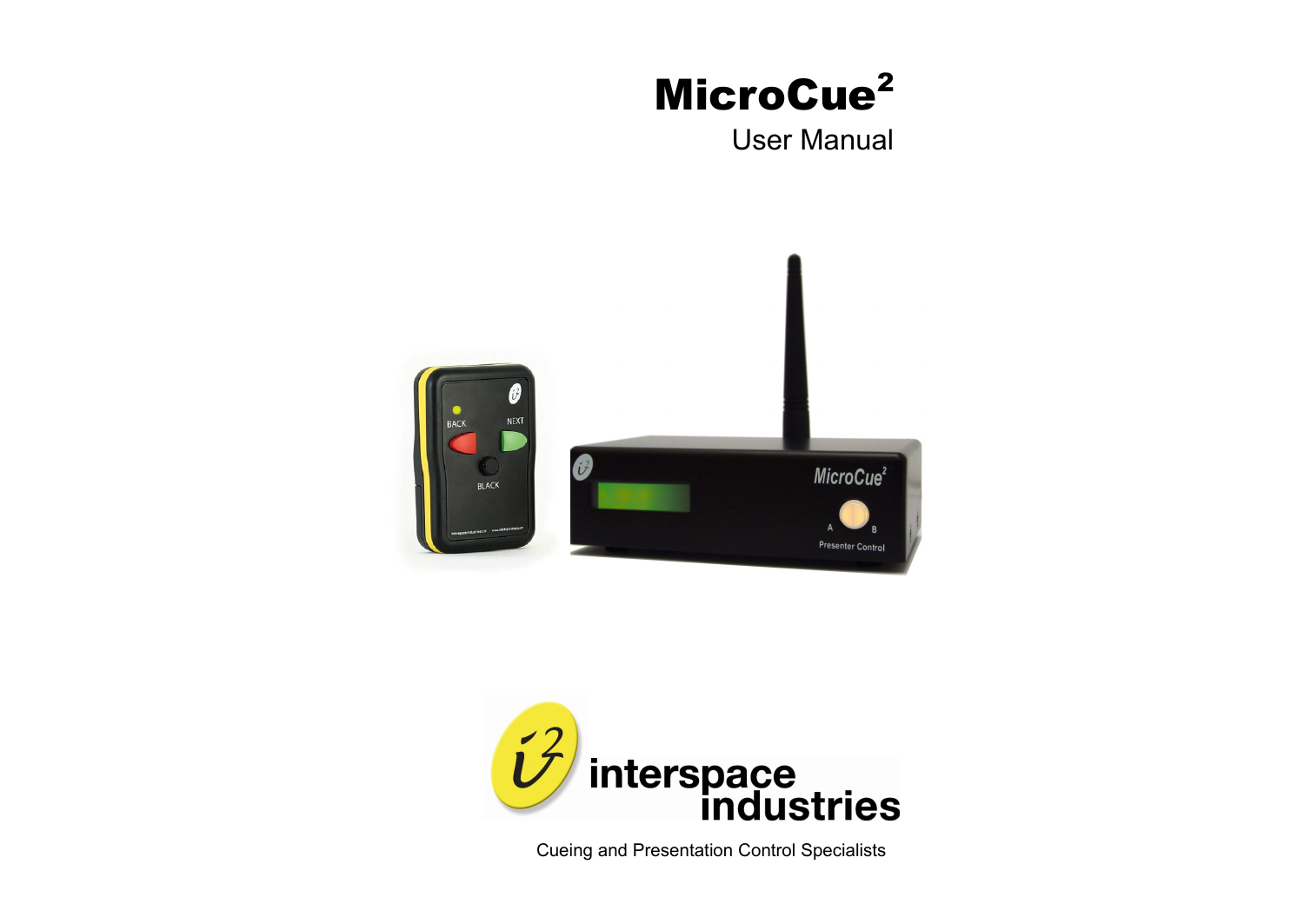# MicroCue²

User Manual

interspace industries

Cueing and Presentation Control Specialists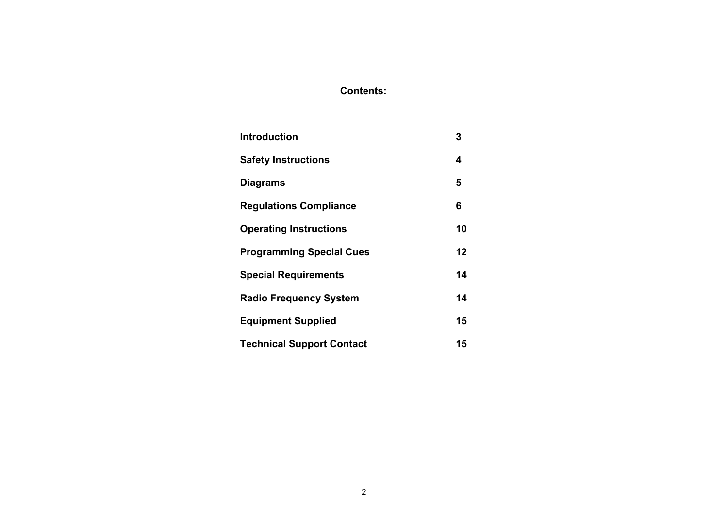## Contents:

| | |
|---|---|
| **Introduction** | **3** |
| **Safety Instructions** | **4** |
| **Diagrams** | **5** |
| **Regulations Compliance** | **6** |
| **Operating Instructions** | **10** |
| **Programming Special Cues** | **12** |
| **Special Requirements** | **14** |
| **Radio Frequency System** | **14** |
| **Equipment Supplied** | **15** |
| **Technical Support Contact** | **15** |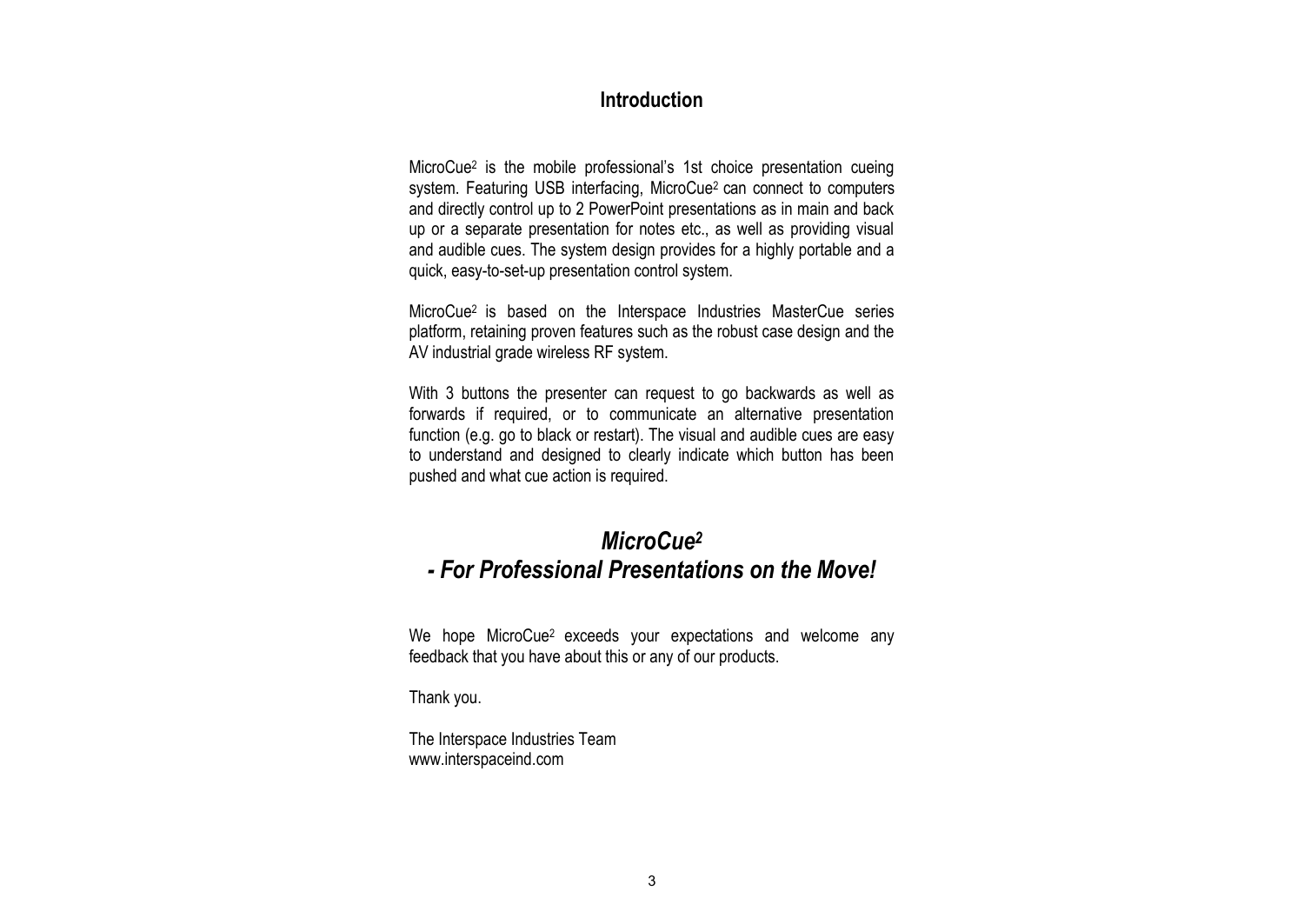## Introduction

MicroCue$^2$ is the mobile professional's 1st choice presentation cueing system. Featuring USB interfacing, MicroCue$^2$ can connect to computers and directly control up to 2 PowerPoint presentations as in main and back up or a separate presentation for notes etc., as well as providing visual and audible cues. The system design provides for a highly portable and a quick, easy-to-set-up presentation control system.

MicroCue$^2$ is based on the Interspace Industries MasterCue series platform, retaining proven features such as the robust case design and the AV industrial grade wireless RF system.

With 3 buttons the presenter can request to go backwards as well as forwards if required, or to communicate an alternative presentation function (e.g. go to black or restart). The visual and audible cues are easy to understand and designed to clearly indicate which button has been pushed and what cue action is required.

***MicroCue$^2$***
***- For Professional Presentations on the Move!***

We hope MicroCue$^2$ exceeds your expectations and welcome any feedback that you have about this or any of our products.

Thank you.

The Interspace Industries Team
www.interspaceind.com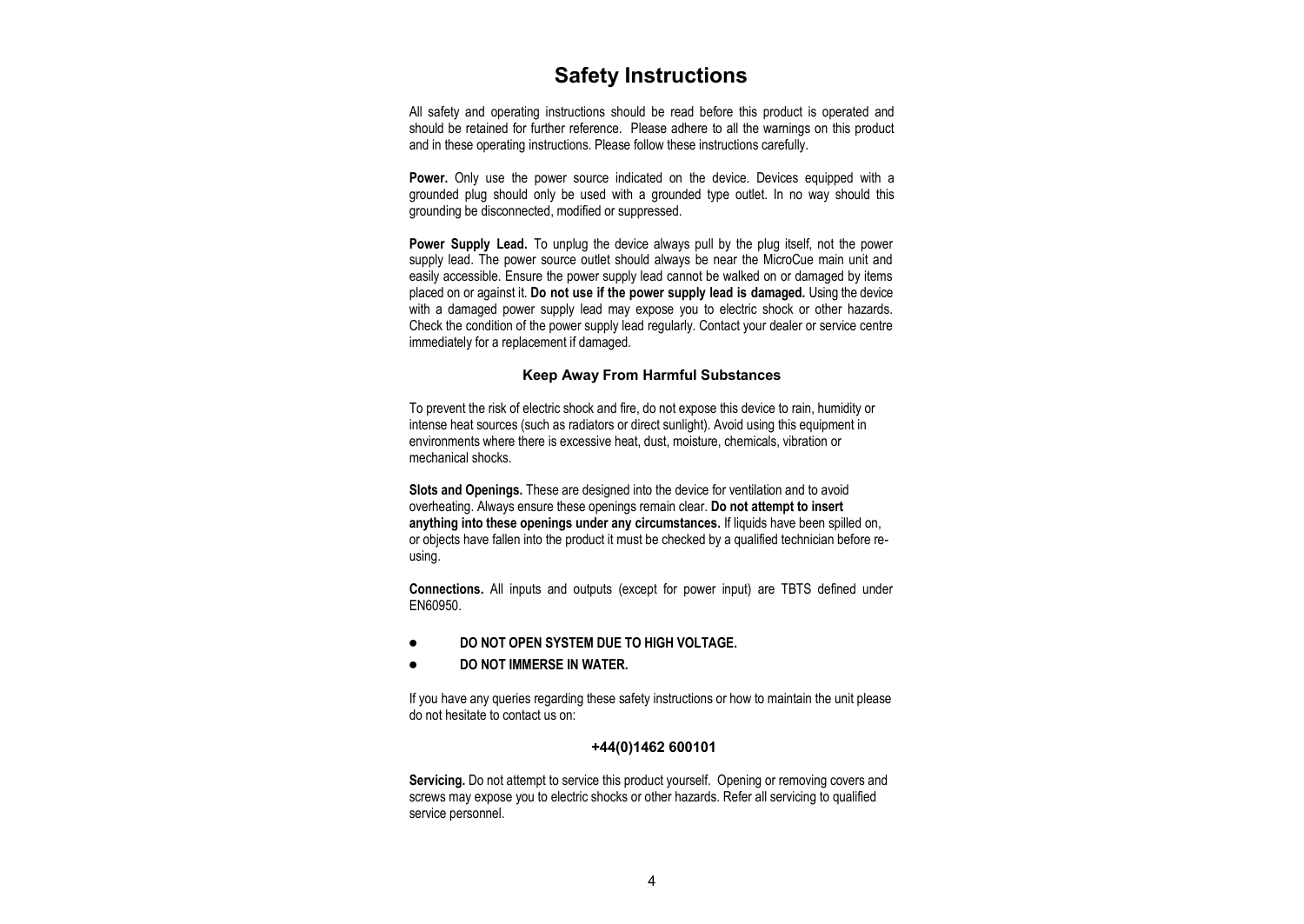# Safety Instructions

All safety and operating instructions should be read before this product is operated and should be retained for further reference. Please adhere to all the warnings on this product and in these operating instructions. Please follow these instructions carefully.

**Power.** Only use the power source indicated on the device. Devices equipped with a grounded plug should only be used with a grounded type outlet. In no way should this grounding be disconnected, modified or suppressed.

**Power Supply Lead.** To unplug the device always pull by the plug itself, not the power supply lead. The power source outlet should always be near the MicroCue main unit and easily accessible. Ensure the power supply lead cannot be walked on or damaged by items placed on or against it. **Do not use if the power supply lead is damaged.** Using the device with a damaged power supply lead may expose you to electric shock or other hazards. Check the condition of the power supply lead regularly. Contact your dealer or service centre immediately for a replacement if damaged.

### Keep Away From Harmful Substances

To prevent the risk of electric shock and fire, do not expose this device to rain, humidity or intense heat sources (such as radiators or direct sunlight). Avoid using this equipment in environments where there is excessive heat, dust, moisture, chemicals, vibration or mechanical shocks.

**Slots and Openings.** These are designed into the device for ventilation and to avoid overheating. Always ensure these openings remain clear. **Do not attempt to insert anything into these openings under any circumstances.** If liquids have been spilled on, or objects have fallen into the product it must be checked by a qualified technician before re-using.

**Connections.** All inputs and outputs (except for power input) are TBTS defined under EN60950.

- **DO NOT OPEN SYSTEM DUE TO HIGH VOLTAGE.**
- **DO NOT IMMERSE IN WATER.**

If you have any queries regarding these safety instructions or how to maintain the unit please do not hesitate to contact us on:

**+44(0)1462 600101**

**Servicing.** Do not attempt to service this product yourself. Opening or removing covers and screws may expose you to electric shocks or other hazards. Refer all servicing to qualified service personnel.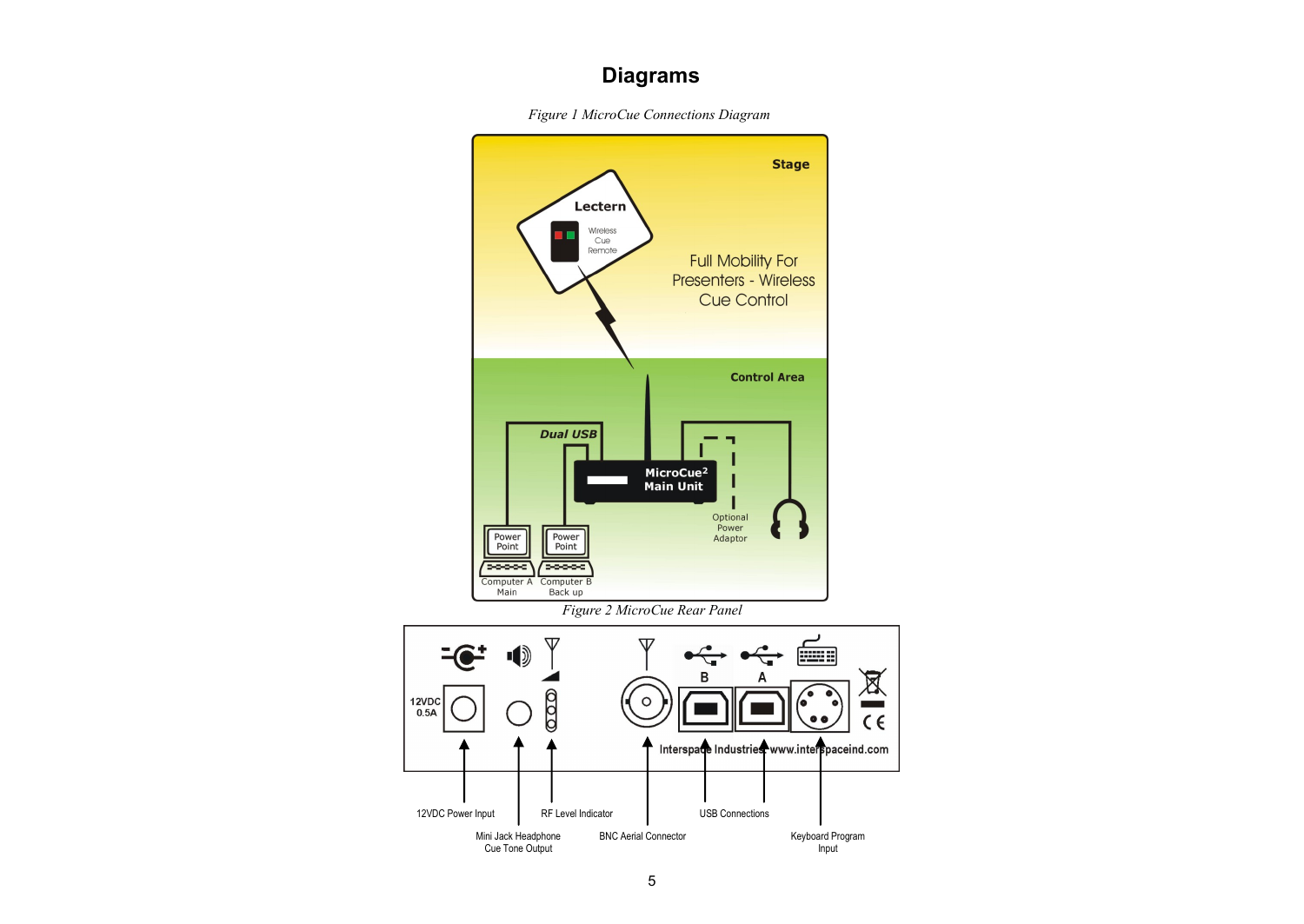# Diagrams

*Figure 1 MicroCue Connections Diagram*

*Figure 2 MicroCue Rear Panel*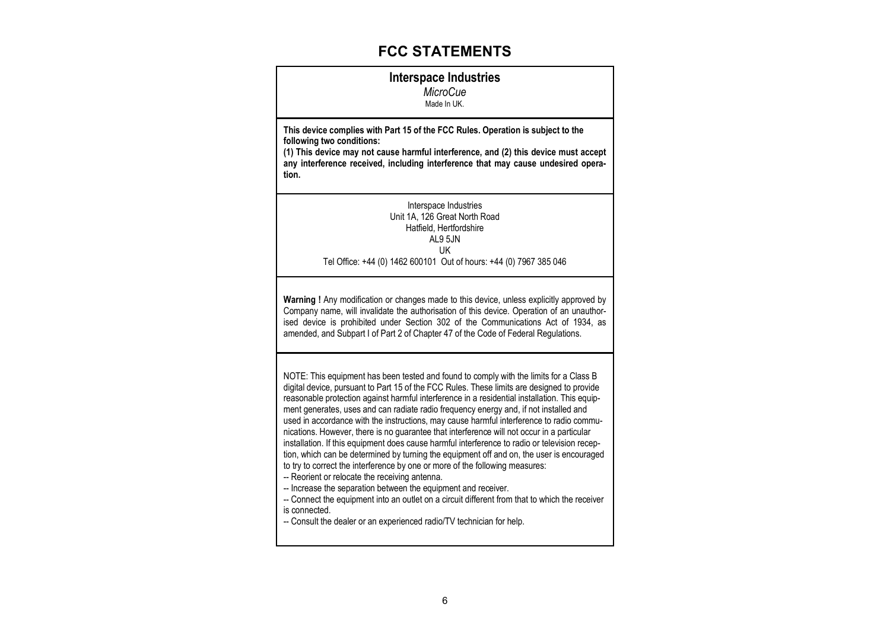# FCC STATEMENTS

**Interspace Industries**

*MicroCue*

Made In UK.

**This device complies with Part 15 of the FCC Rules. Operation is subject to the following two conditions:**
**(1) This device may not cause harmful interference, and (2) this device must accept any interference received, including interference that may cause undesired operation.**

Interspace Industries
Unit 1A, 126 Great North Road
Hatfield, Hertfordshire
AL9 5JN
UK
Tel Office: +44 (0) 1462 600101 Out of hours: +44 (0) 7967 385 046

**Warning !** Any modification or changes made to this device, unless explicitly approved by Company name, will invalidate the authorisation of this device. Operation of an unauthorised device is prohibited under Section 302 of the Communications Act of 1934, as amended, and Subpart I of Part 2 of Chapter 47 of the Code of Federal Regulations.

NOTE: This equipment has been tested and found to comply with the limits for a Class B digital device, pursuant to Part 15 of the FCC Rules. These limits are designed to provide reasonable protection against harmful interference in a residential installation. This equipment generates, uses and can radiate radio frequency energy and, if not installed and used in accordance with the instructions, may cause harmful interference to radio communications. However, there is no guarantee that interference will not occur in a particular installation. If this equipment does cause harmful interference to radio or television reception, which can be determined by turning the equipment off and on, the user is encouraged to try to correct the interference by one or more of the following measures:

-- Reorient or relocate the receiving antenna.
-- Increase the separation between the equipment and receiver.
-- Connect the equipment into an outlet on a circuit different from that to which the receiver is connected.
-- Consult the dealer or an experienced radio/TV technician for help.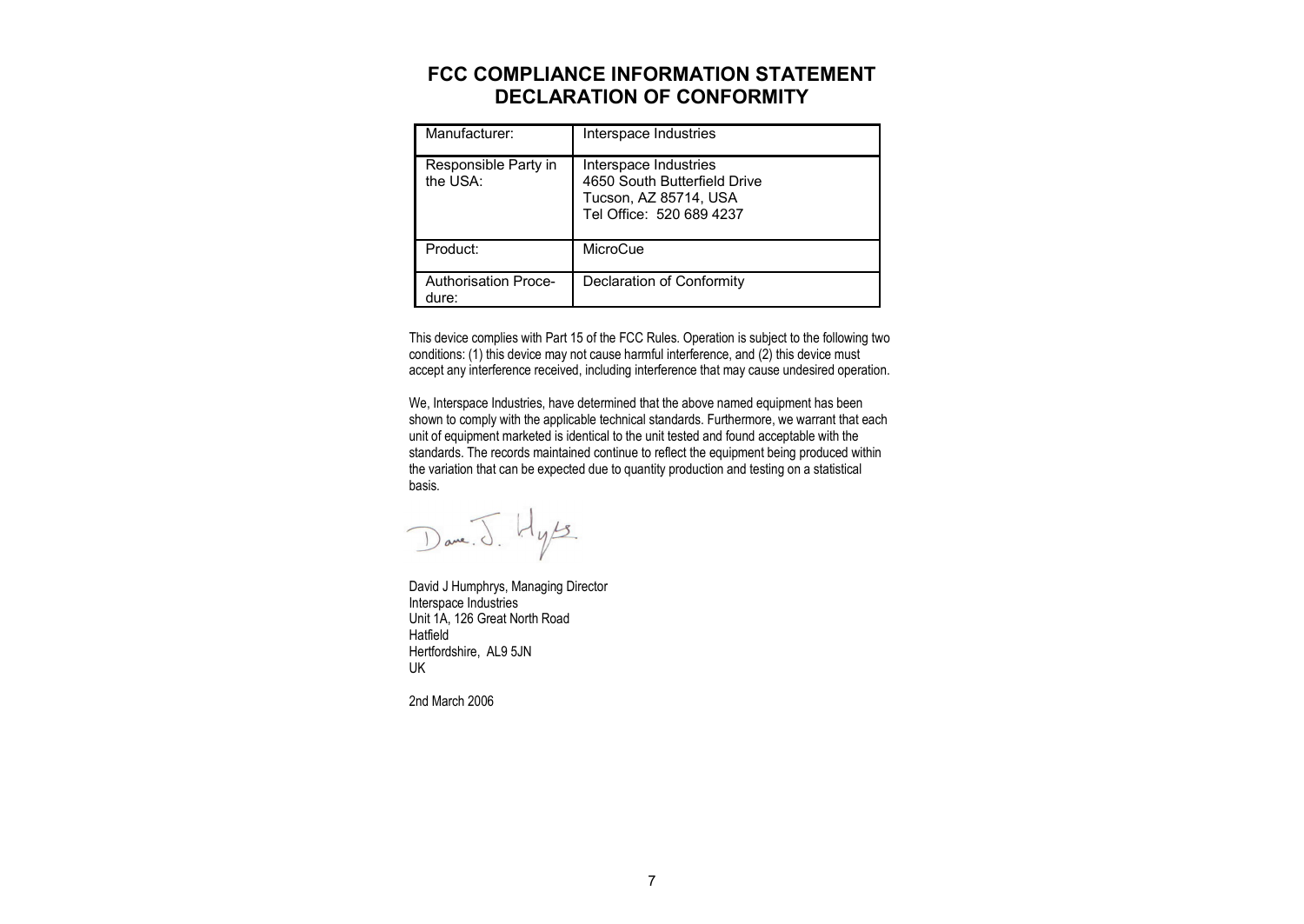# FCC COMPLIANCE INFORMATION STATEMENT
# DECLARATION OF CONFORMITY

| | |
|---|---|
| Manufacturer: | Interspace Industries |
| Responsible Party in the USA: | Interspace Industries<br>4650 South Butterfield Drive<br>Tucson, AZ 85714, USA<br>Tel Office: 520 689 4237 |
| Product: | MicroCue |
| Authorisation Procedure: | Declaration of Conformity |

This device complies with Part 15 of the FCC Rules. Operation is subject to the following two conditions: (1) this device may not cause harmful interference, and (2) this device must accept any interference received, including interference that may cause undesired operation.

We, Interspace Industries, have determined that the above named equipment has been shown to comply with the applicable technical standards. Furthermore, we warrant that each unit of equipment marketed is identical to the unit tested and found acceptable with the standards. The records maintained continue to reflect the equipment being produced within the variation that can be expected due to quantity production and testing on a statistical basis.

David J Humphrys, Managing Director
Interspace Industries
Unit 1A, 126 Great North Road
Hatfield
Hertfordshire, AL9 5JN
UK

2nd March 2006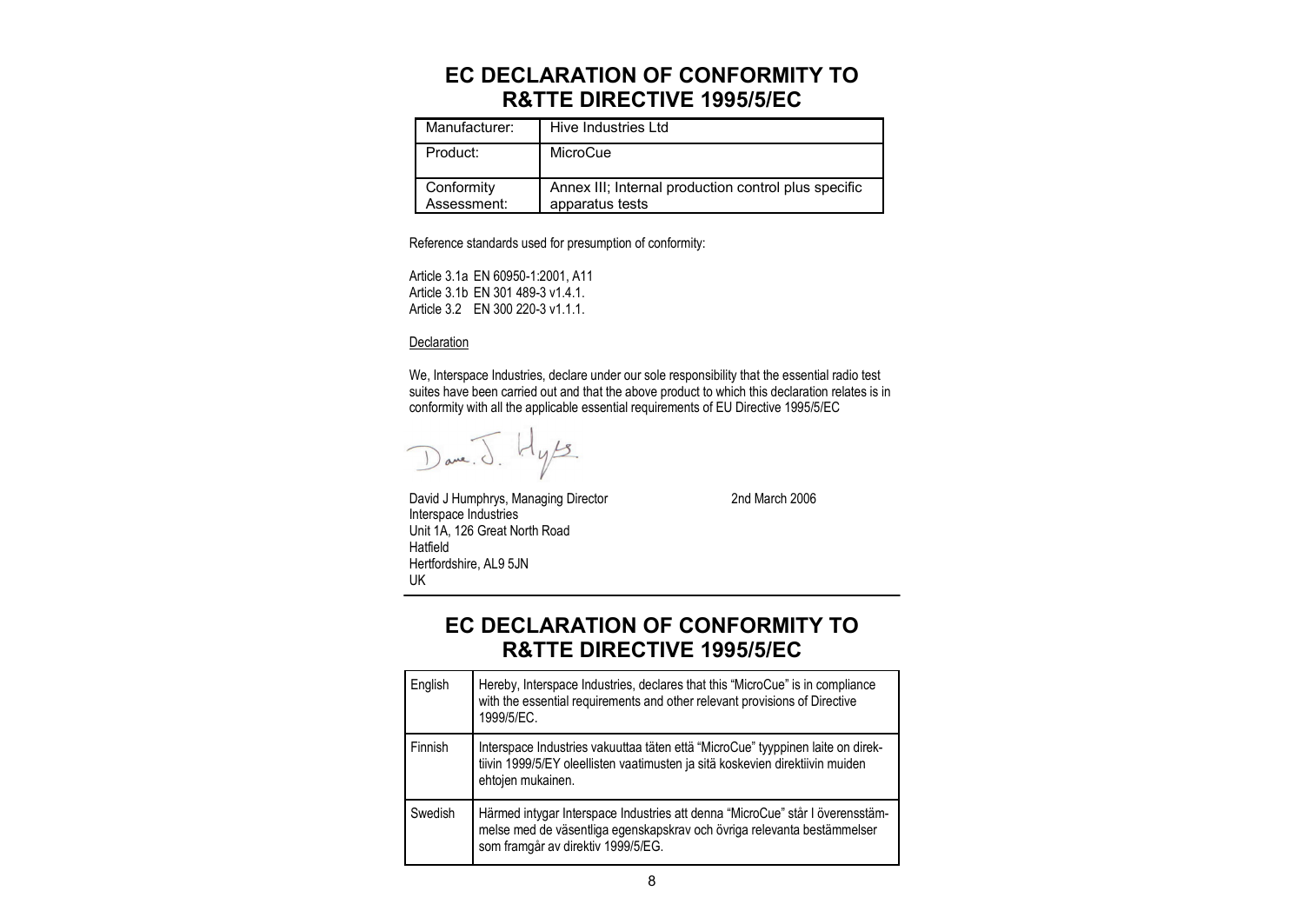# EC DECLARATION OF CONFORMITY TO R&TTE DIRECTIVE 1995/5/EC

| | |
|---|---|
| Manufacturer: | Hive Industries Ltd |
| Product: | MicroCue |
| Conformity Assessment: | Annex III; Internal production control plus specific apparatus tests |

Reference standards used for presumption of conformity:

Article 3.1a EN 60950-1:2001, A11
Article 3.1b EN 301 489-3 v1.4.1.
Article 3.2 EN 300 220-3 v1.1.1.

Declaration

We, Interspace Industries, declare under our sole responsibility that the essential radio test suites have been carried out and that the above product to which this declaration relates is in conformity with all the applicable essential requirements of EU Directive 1995/5/EC

David J Humphrys, Managing Director 2nd March 2006
Interspace Industries
Unit 1A, 126 Great North Road
Hatfield
Hertfordshire, AL9 5JN
UK

# EC DECLARATION OF CONFORMITY TO R&TTE DIRECTIVE 1995/5/EC

| | |
|---|---|
| English | Hereby, Interspace Industries, declares that this "MicroCue" is in compliance with the essential requirements and other relevant provisions of Directive 1999/5/EC. |
| Finnish | Interspace Industries vakuuttaa täten että "MicroCue" tyyppinen laite on direktiivin 1999/5/EY oleellisten vaatimusten ja sitä koskevien direktiivin muiden ehtojen mukainen. |
| Swedish | Härmed intygar Interspace Industries att denna "MicroCue" står I överensstämmelse med de väsentliga egenskapskrav och övriga relevanta bestämmelser som framgår av direktiv 1999/5/EG. |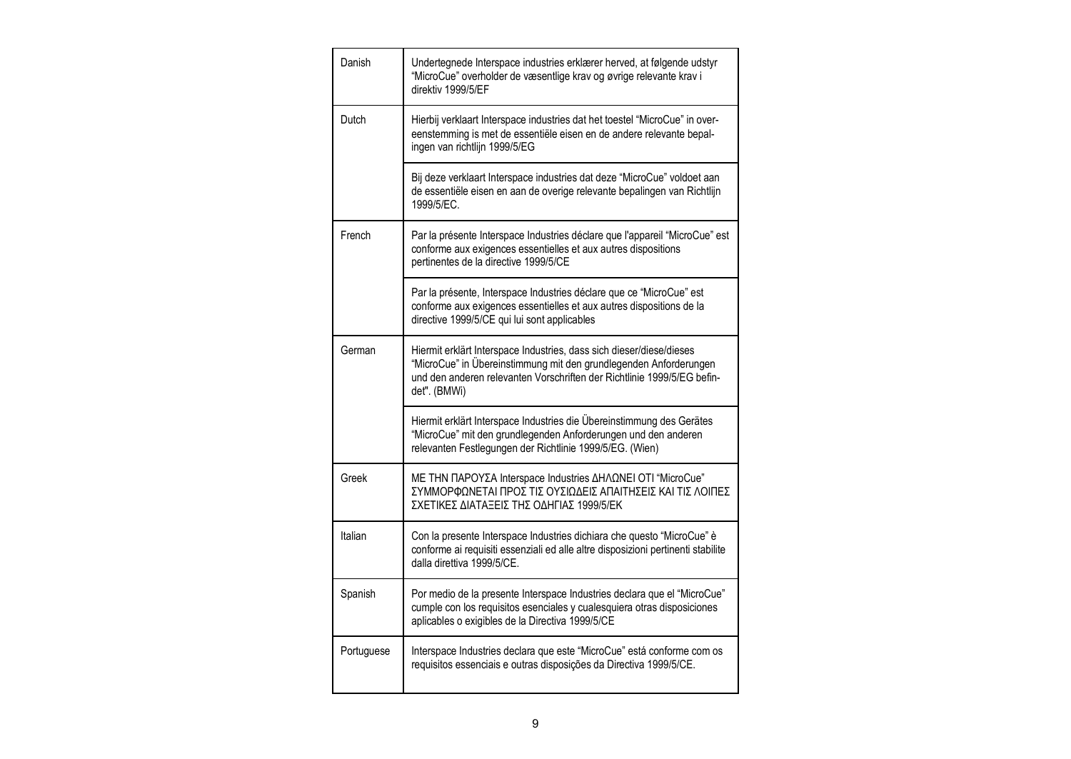| | |
|---|---|
| Danish | Undertegnede Interspace industries erklærer herved, at følgende udstyr "MicroCue" overholder de væsentlige krav og øvrige relevante krav i direktiv 1999/5/EF |
| Dutch | Hierbij verklaart Interspace industries dat het toestel "MicroCue" in overeenstemming is met de essentiële eisen en de andere relevante bepalingen van richtlijn 1999/5/EG |
| | Bij deze verklaart Interspace industries dat deze "MicroCue" voldoet aan de essentiële eisen en aan de overige relevante bepalingen van Richtlijn 1999/5/EC. |
| French | Par la présente Interspace Industries déclare que l'appareil "MicroCue" est conforme aux exigences essentielles et aux autres dispositions pertinentes de la directive 1999/5/CE |
| | Par la présente, Interspace Industries déclare que ce "MicroCue" est conforme aux exigences essentielles et aux autres dispositions de la directive 1999/5/CE qui lui sont applicables |
| German | Hiermit erklärt Interspace Industries, dass sich dieser/diese/dieses "MicroCue" in Übereinstimmung mit den grundlegenden Anforderungen und den anderen relevanten Vorschriften der Richtlinie 1999/5/EG befindet". (BMWi) |
| | Hiermit erklärt Interspace Industries die Übereinstimmung des Gerätes "MicroCue" mit den grundlegenden Anforderungen und den anderen relevanten Festlegungen der Richtlinie 1999/5/EG. (Wien) |
| Greek | ΜΕ ΤΗΝ ΠΑΡΟΥΣΑ Interspace Industries ΔΗΛΩΝΕΙ ΟΤΙ "MicroCue" ΣΥΜΜΟΡΦΩΝΕΤΑΙ ΠΡΟΣ ΤΙΣ ΟΥΣΙΩΔΕΙΣ ΑΠΑΙΤΗΣΕΙΣ ΚΑΙ ΤΙΣ ΛΟΙΠΕΣ ΣΧΕΤΙΚΕΣ ΔΙΑΤΑΞΕΙΣ ΤΗΣ ΟΔΗΓΙΑΣ 1999/5/ΕΚ |
| Italian | Con la presente Interspace Industries dichiara che questo "MicroCue" è conforme ai requisiti essenziali ed alle altre disposizioni pertinenti stabilite dalla direttiva 1999/5/CE. |
| Spanish | Por medio de la presente Interspace Industries declara que el "MicroCue" cumple con los requisitos esenciales y cualesquiera otras disposiciones aplicables o exigibles de la Directiva 1999/5/CE |
| Portuguese | Interspace Industries declara que este "MicroCue" está conforme com os requisitos essenciais e outras disposições da Directiva 1999/5/CE. |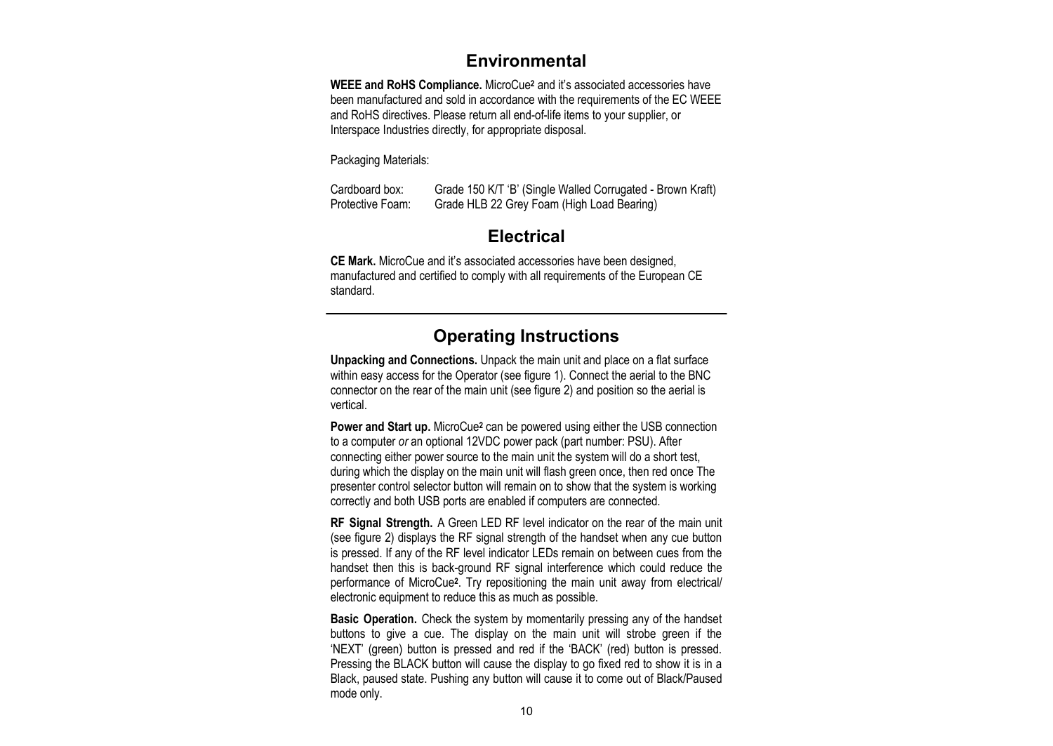## Environmental

**WEEE and RoHS Compliance.** MicroCue² and it's associated accessories have been manufactured and sold in accordance with the requirements of the EC WEEE and RoHS directives. Please return all end-of-life items to your supplier, or Interspace Industries directly, for appropriate disposal.

Packaging Materials:

| | |
|---|---|
| Cardboard box: | Grade 150 K/T 'B' (Single Walled Corrugated - Brown Kraft) |
| Protective Foam: | Grade HLB 22 Grey Foam (High Load Bearing) |

## Electrical

**CE Mark.** MicroCue and it's associated accessories have been designed, manufactured and certified to comply with all requirements of the European CE standard.

---

## Operating Instructions

**Unpacking and Connections.** Unpack the main unit and place on a flat surface within easy access for the Operator (see figure 1). Connect the aerial to the BNC connector on the rear of the main unit (see figure 2) and position so the aerial is vertical.

**Power and Start up.** MicroCue² can be powered using either the USB connection to a computer *or* an optional 12VDC power pack (part number: PSU). After connecting either power source to the main unit the system will do a short test, during which the display on the main unit will flash green once, then red once The presenter control selector button will remain on to show that the system is working correctly and both USB ports are enabled if computers are connected.

**RF Signal Strength.** A Green LED RF level indicator on the rear of the main unit (see figure 2) displays the RF signal strength of the handset when any cue button is pressed. If any of the RF level indicator LEDs remain on between cues from the handset then this is back-ground RF signal interference which could reduce the performance of MicroCue². Try repositioning the main unit away from electrical/ electronic equipment to reduce this as much as possible.

**Basic Operation.** Check the system by momentarily pressing any of the handset buttons to give a cue. The display on the main unit will strobe green if the 'NEXT' (green) button is pressed and red if the 'BACK' (red) button is pressed. Pressing the BLACK button will cause the display to go fixed red to show it is in a Black, paused state. Pushing any button will cause it to come out of Black/Paused mode only.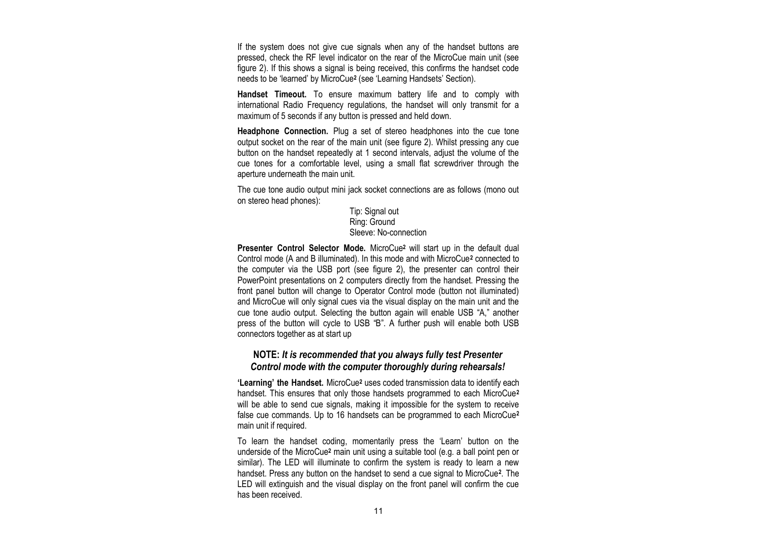If the system does not give cue signals when any of the handset buttons are pressed, check the RF level indicator on the rear of the MicroCue main unit (see figure 2). If this shows a signal is being received, this confirms the handset code needs to be 'learned' by MicroCue² (see 'Learning Handsets' Section).

**Handset Timeout.** To ensure maximum battery life and to comply with international Radio Frequency regulations, the handset will only transmit for a maximum of 5 seconds if any button is pressed and held down.

**Headphone Connection.** Plug a set of stereo headphones into the cue tone output socket on the rear of the main unit (see figure 2). Whilst pressing any cue button on the handset repeatedly at 1 second intervals, adjust the volume of the cue tones for a comfortable level, using a small flat screwdriver through the aperture underneath the main unit.

The cue tone audio output mini jack socket connections are as follows (mono out on stereo head phones):

Tip: Signal out
Ring: Ground
Sleeve: No-connection

**Presenter Control Selector Mode.** MicroCue² will start up in the default dual Control mode (A and B illuminated). In this mode and with MicroCue² connected to the computer via the USB port (see figure 2), the presenter can control their PowerPoint presentations on 2 computers directly from the handset. Pressing the front panel button will change to Operator Control mode (button not illuminated) and MicroCue will only signal cues via the visual display on the main unit and the cue tone audio output. Selecting the button again will enable USB "A," another press of the button will cycle to USB "B". A further push will enable both USB connectors together as at start up

**NOTE: *It is recommended that you always fully test Presenter Control mode with the computer thoroughly during rehearsals!***

**'Learning' the Handset.** MicroCue² uses coded transmission data to identify each handset. This ensures that only those handsets programmed to each MicroCue² will be able to send cue signals, making it impossible for the system to receive false cue commands. Up to 16 handsets can be programmed to each MicroCue² main unit if required.

To learn the handset coding, momentarily press the 'Learn' button on the underside of the MicroCue² main unit using a suitable tool (e.g. a ball point pen or similar). The LED will illuminate to confirm the system is ready to learn a new handset. Press any button on the handset to send a cue signal to MicroCue². The LED will extinguish and the visual display on the front panel will confirm the cue has been received.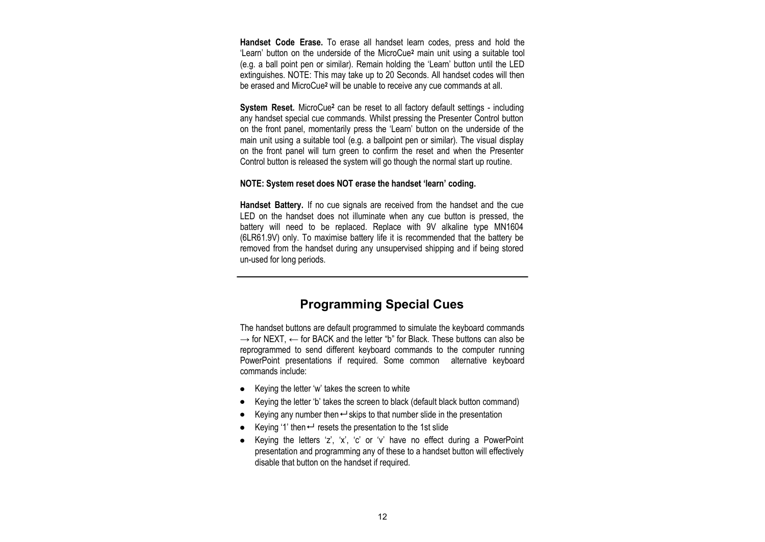**Handset Code Erase.** To erase all handset learn codes, press and hold the 'Learn' button on the underside of the MicroCue² main unit using a suitable tool (e.g. a ball point pen or similar). Remain holding the 'Learn' button until the LED extinguishes. NOTE: This may take up to 20 Seconds. All handset codes will then be erased and MicroCue² will be unable to receive any cue commands at all.

**System Reset.** MicroCue² can be reset to all factory default settings - including any handset special cue commands. Whilst pressing the Presenter Control button on the front panel, momentarily press the 'Learn' button on the underside of the main unit using a suitable tool (e.g. a ballpoint pen or similar). The visual display on the front panel will turn green to confirm the reset and when the Presenter Control button is released the system will go though the normal start up routine.

**NOTE: System reset does NOT erase the handset 'learn' coding.**

**Handset Battery.** If no cue signals are received from the handset and the cue LED on the handset does not illuminate when any cue button is pressed, the battery will need to be replaced. Replace with 9V alkaline type MN1604 (6LR61.9V) only. To maximise battery life it is recommended that the battery be removed from the handset during any unsupervised shipping and if being stored un-used for long periods.

---

## Programming Special Cues

The handset buttons are default programmed to simulate the keyboard commands → for NEXT, ← for BACK and the letter "b" for Black. These buttons can also be reprogrammed to send different keyboard commands to the computer running PowerPoint presentations if required. Some common alternative keyboard commands include:

- Keying the letter 'w' takes the screen to white
- Keying the letter 'b' takes the screen to black (default black button command)
- Keying any number then ↵ skips to that number slide in the presentation
- Keying '1' then ↵ resets the presentation to the 1st slide
- Keying the letters 'z', 'x', 'c' or 'v' have no effect during a PowerPoint presentation and programming any of these to a handset button will effectively disable that button on the handset if required.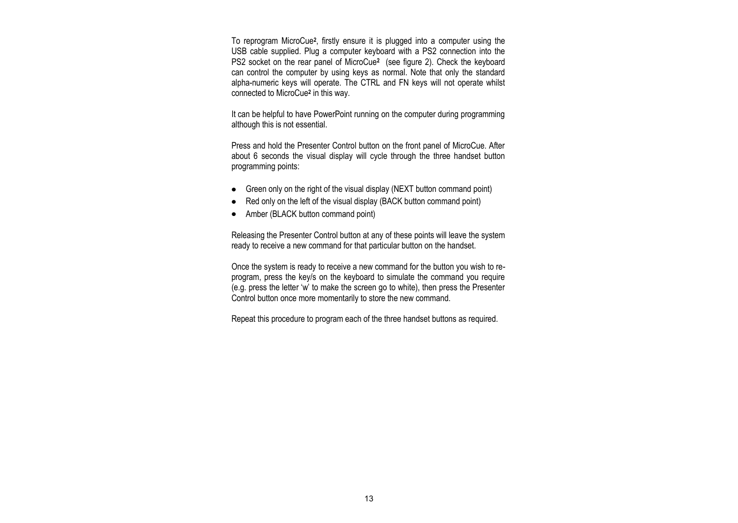To reprogram MicroCue², firstly ensure it is plugged into a computer using the USB cable supplied. Plug a computer keyboard with a PS2 connection into the PS2 socket on the rear panel of MicroCue² (see figure 2). Check the keyboard can control the computer by using keys as normal. Note that only the standard alpha-numeric keys will operate. The CTRL and FN keys will not operate whilst connected to MicroCue² in this way.

It can be helpful to have PowerPoint running on the computer during programming although this is not essential.

Press and hold the Presenter Control button on the front panel of MicroCue. After about 6 seconds the visual display will cycle through the three handset button programming points:

- Green only on the right of the visual display (NEXT button command point)
- Red only on the left of the visual display (BACK button command point)
- Amber (BLACK button command point)

Releasing the Presenter Control button at any of these points will leave the system ready to receive a new command for that particular button on the handset.

Once the system is ready to receive a new command for the button you wish to re-program, press the key/s on the keyboard to simulate the command you require (e.g. press the letter 'w' to make the screen go to white), then press the Presenter Control button once more momentarily to store the new command.

Repeat this procedure to program each of the three handset buttons as required.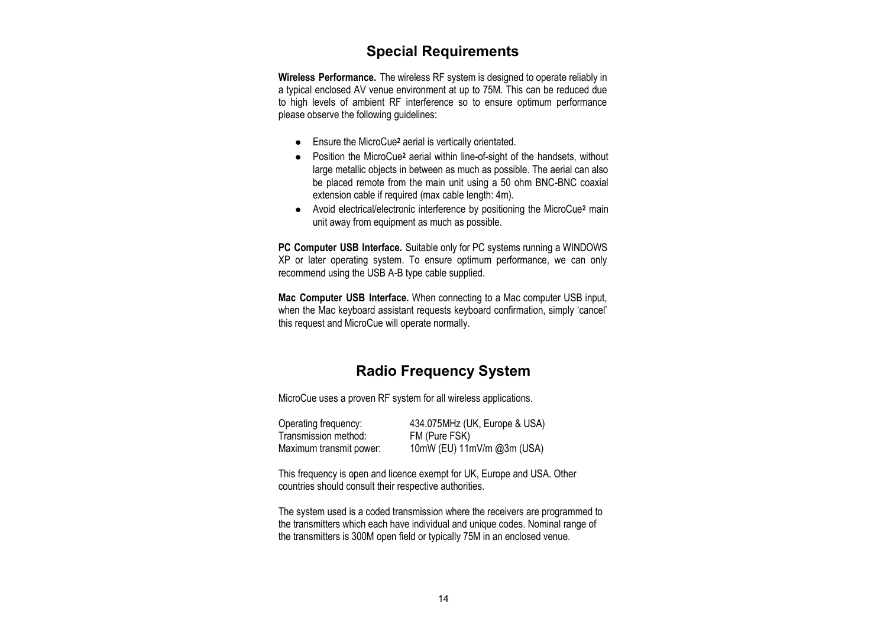## Special Requirements

**Wireless Performance.** The wireless RF system is designed to operate reliably in a typical enclosed AV venue environment at up to 75M. This can be reduced due to high levels of ambient RF interference so to ensure optimum performance please observe the following guidelines:

- Ensure the MicroCue² aerial is vertically orientated.
- Position the MicroCue² aerial within line-of-sight of the handsets, without large metallic objects in between as much as possible. The aerial can also be placed remote from the main unit using a 50 ohm BNC-BNC coaxial extension cable if required (max cable length: 4m).
- Avoid electrical/electronic interference by positioning the MicroCue² main unit away from equipment as much as possible.

**PC Computer USB Interface.** Suitable only for PC systems running a WINDOWS XP or later operating system. To ensure optimum performance, we can only recommend using the USB A-B type cable supplied.

**Mac Computer USB Interface.** When connecting to a Mac computer USB input, when the Mac keyboard assistant requests keyboard confirmation, simply 'cancel' this request and MicroCue will operate normally.

## Radio Frequency System

MicroCue uses a proven RF system for all wireless applications.

| | |
|---|---|
| Operating frequency: | 434.075MHz (UK, Europe & USA) |
| Transmission method: | FM (Pure FSK) |
| Maximum transmit power: | 10mW (EU) 11mV/m @3m (USA) |

This frequency is open and licence exempt for UK, Europe and USA. Other countries should consult their respective authorities.

The system used is a coded transmission where the receivers are programmed to the transmitters which each have individual and unique codes. Nominal range of the transmitters is 300M open field or typically 75M in an enclosed venue.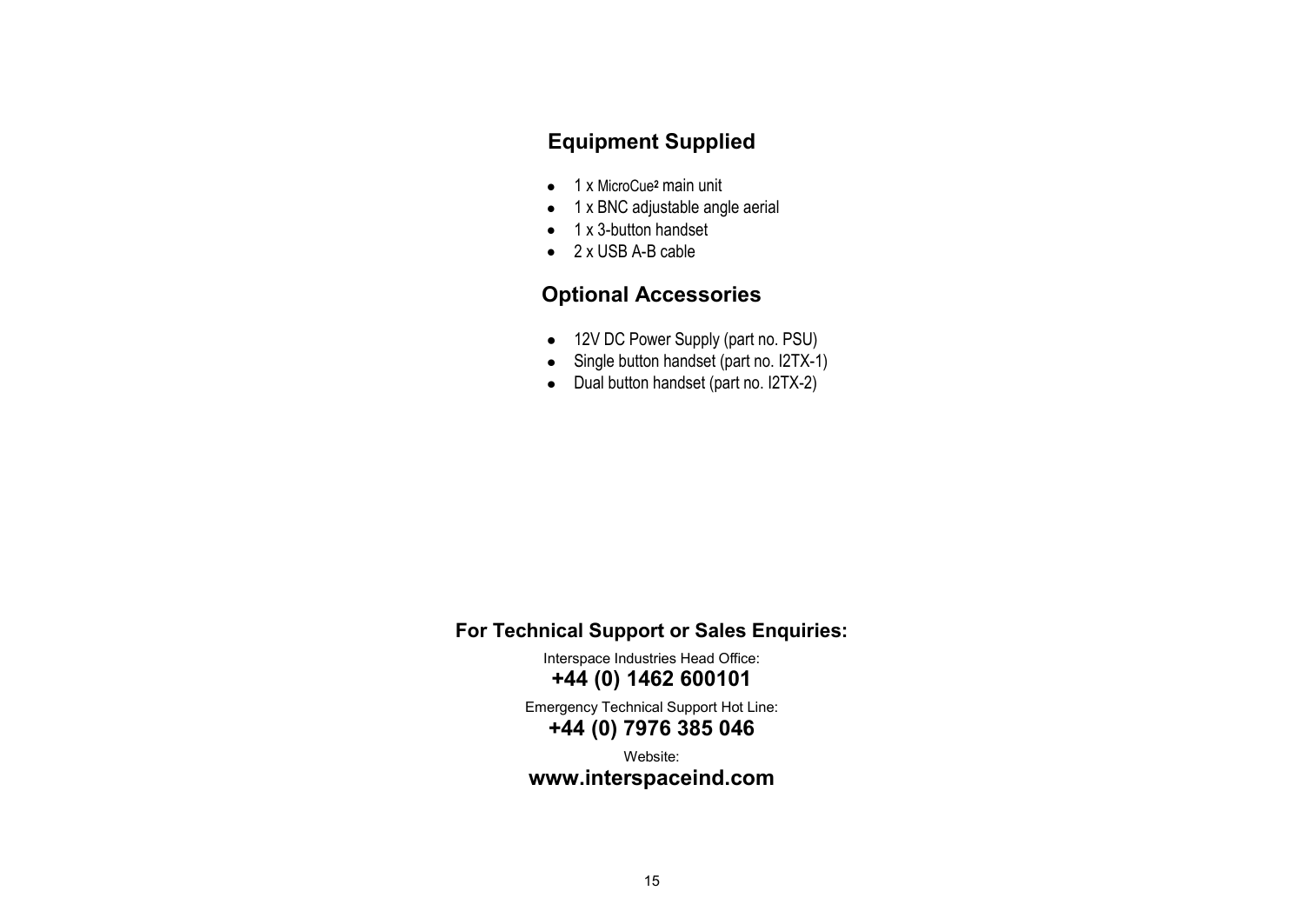## Equipment Supplied

- 1 x MicroCue² main unit
- 1 x BNC adjustable angle aerial
- 1 x 3-button handset
- 2 x USB A-B cable

## Optional Accessories

- 12V DC Power Supply (part no. PSU)
- Single button handset (part no. I2TX-1)
- Dual button handset (part no. I2TX-2)

**For Technical Support or Sales Enquiries:**

Interspace Industries Head Office:

**+44 (0) 1462 600101**

Emergency Technical Support Hot Line:

**+44 (0) 7976 385 046**

Website:

**www.interspaceind.com**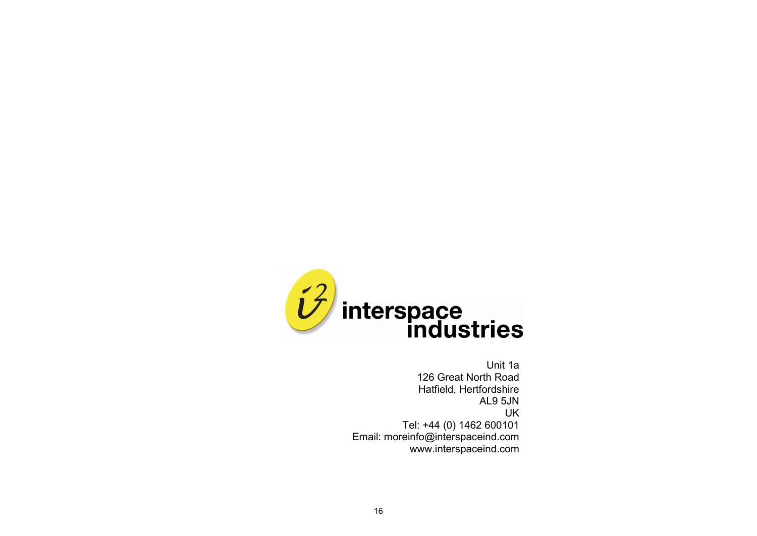interspace industries

Unit 1a
126 Great North Road
Hatfield, Hertfordshire
AL9 5JN
UK
Tel: +44 (0) 1462 600101
Email: moreinfo@interspaceind.com
www.interspaceind.com